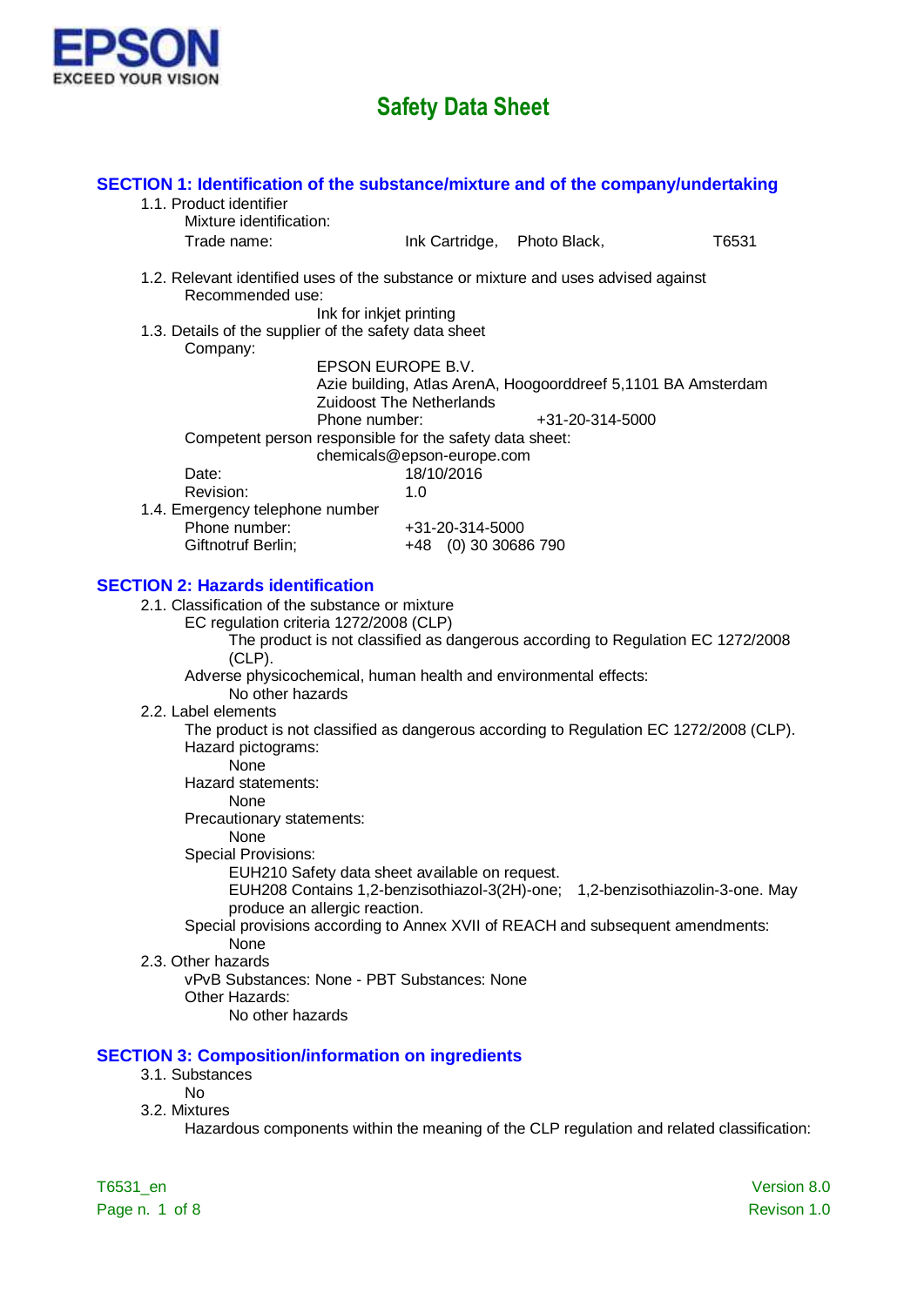EPSON
EXCEED YOUR VISION

# Safety Data Sheet

## SECTION 1: Identification of the substance/mixture and of the company/undertaking

1.1. Product identifier

Mixture identification:

Trade name: Ink Cartridge, Photo Black, T6531

1.2. Relevant identified uses of the substance or mixture and uses advised against

Recommended use:

Ink for inkjet printing

1.3. Details of the supplier of the safety data sheet

Company:

EPSON EUROPE B.V.
Azie building, Atlas ArenA, Hoogoorddreef 5,1101 BA Amsterdam
Zuidoost The Netherlands
Phone number: +31-20-314-5000

Competent person responsible for the safety data sheet:

chemicals@epson-europe.com

Date: 18/10/2016

Revision: 1.0

1.4. Emergency telephone number

Phone number: +31-20-314-5000

Giftnotruf Berlin; +48 (0) 30 30686 790

## SECTION 2: Hazards identification

2.1. Classification of the substance or mixture

EC regulation criteria 1272/2008 (CLP)

The product is not classified as dangerous according to Regulation EC 1272/2008 (CLP).

Adverse physicochemical, human health and environmental effects:

No other hazards

2.2. Label elements

The product is not classified as dangerous according to Regulation EC 1272/2008 (CLP).

Hazard pictograms:

None

Hazard statements:

None

Precautionary statements:

None

Special Provisions:

EUH210 Safety data sheet available on request.

EUH208 Contains 1,2-benzisothiazol-3(2H)-one; 1,2-benzisothiazolin-3-one. May produce an allergic reaction.

Special provisions according to Annex XVII of REACH and subsequent amendments:

None

2.3. Other hazards

vPvB Substances: None - PBT Substances: None

Other Hazards:

No other hazards

## SECTION 3: Composition/information on ingredients

3.1. Substances

No

3.2. Mixtures

Hazardous components within the meaning of the CLP regulation and related classification: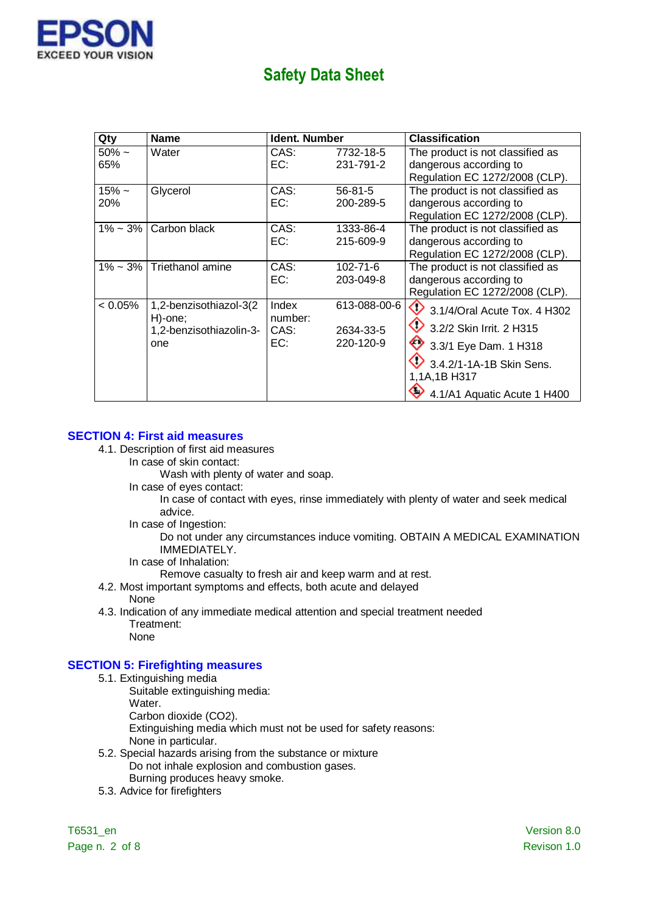| Qty | Name | Ident. Number | | Classification |
|---|---|---|---|---|
| 50% ~ 65% | Water | CAS:<br>EC: | 7732-18-5<br>231-791-2 | The product is not classified as dangerous according to Regulation EC 1272/2008 (CLP). |
| 15% ~ 20% | Glycerol | CAS:<br>EC: | 56-81-5<br>200-289-5 | The product is not classified as dangerous according to Regulation EC 1272/2008 (CLP). |
| 1% ~ 3% | Carbon black | CAS:<br>EC: | 1333-86-4<br>215-609-9 | The product is not classified as dangerous according to Regulation EC 1272/2008 (CLP). |
| 1% ~ 3% | Triethanol amine | CAS:<br>EC: | 102-71-6<br>203-049-8 | The product is not classified as dangerous according to Regulation EC 1272/2008 (CLP). |
| < 0.05% | 1,2-benzisothiazol-3(2H)-one; 1,2-benzisothiazolin-3-one | Index number:<br>CAS:<br>EC: | 613-088-00-6<br>2634-33-5<br>220-120-9 | 3.1/4/Oral Acute Tox. 4 H302<br>3.2/2 Skin Irrit. 2 H315<br>3.3/1 Eye Dam. 1 H318<br>3.4.2/1-1A-1B Skin Sens. 1,1A,1B H317<br>4.1/A1 Aquatic Acute 1 H400 |

## SECTION 4: First aid measures

4.1. Description of first aid measures

In case of skin contact:

Wash with plenty of water and soap.

In case of eyes contact:

In case of contact with eyes, rinse immediately with plenty of water and seek medical advice.

In case of Ingestion:

Do not under any circumstances induce vomiting. OBTAIN A MEDICAL EXAMINATION IMMEDIATELY.

In case of Inhalation:

Remove casualty to fresh air and keep warm and at rest.

4.2. Most important symptoms and effects, both acute and delayed

None

4.3. Indication of any immediate medical attention and special treatment needed

Treatment:

None

## SECTION 5: Firefighting measures

5.1. Extinguishing media

Suitable extinguishing media:

Water.

Carbon dioxide ($CO_2$).

Extinguishing media which must not be used for safety reasons:

None in particular.

5.2. Special hazards arising from the substance or mixture

Do not inhale explosion and combustion gases.

Burning produces heavy smoke.

5.3. Advice for firefighters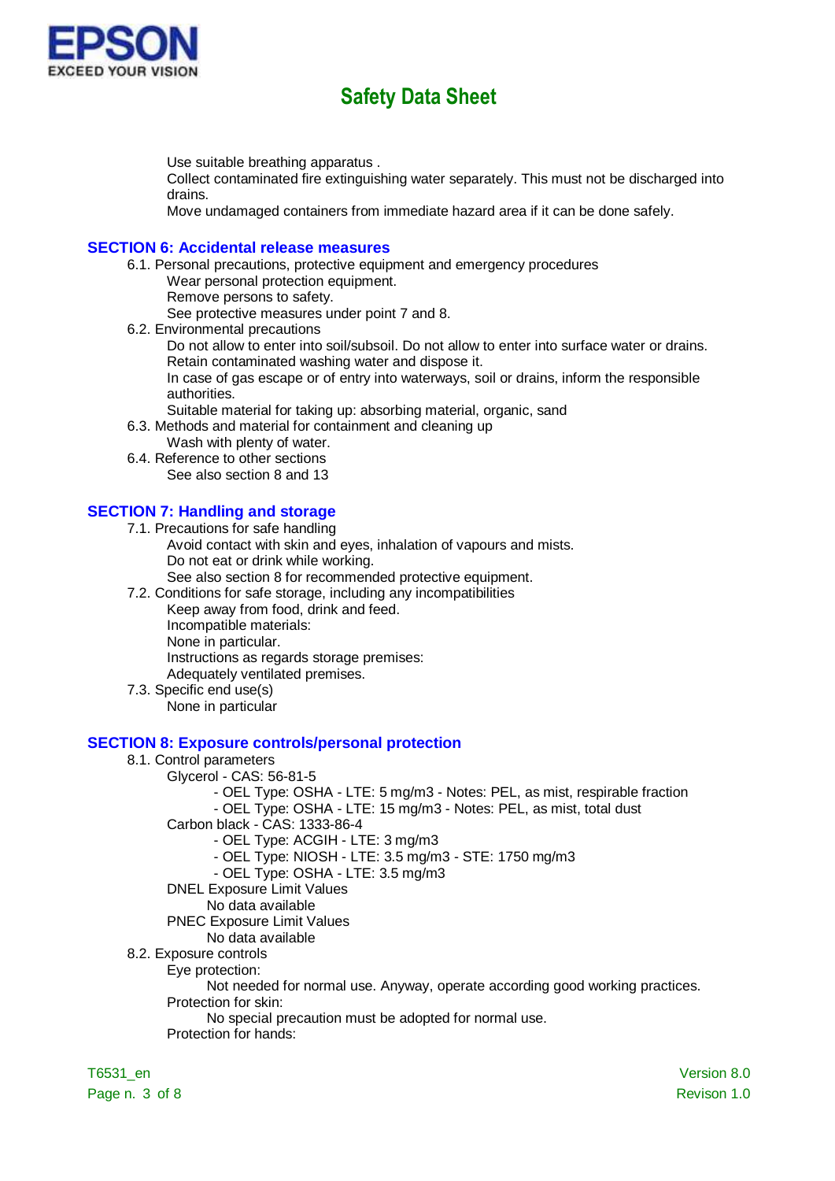Use suitable breathing apparatus .
Collect contaminated fire extinguishing water separately. This must not be discharged into drains.
Move undamaged containers from immediate hazard area if it can be done safely.

## SECTION 6: Accidental release measures

6.1. Personal precautions, protective equipment and emergency procedures

Wear personal protection equipment.
Remove persons to safety.
See protective measures under point 7 and 8.

6.2. Environmental precautions

Do not allow to enter into soil/subsoil. Do not allow to enter into surface water or drains.
Retain contaminated washing water and dispose it.
In case of gas escape or of entry into waterways, soil or drains, inform the responsible authorities.
Suitable material for taking up: absorbing material, organic, sand

6.3. Methods and material for containment and cleaning up

Wash with plenty of water.

6.4. Reference to other sections

See also section 8 and 13

## SECTION 7: Handling and storage

7.1. Precautions for safe handling

Avoid contact with skin and eyes, inhalation of vapours and mists.
Do not eat or drink while working.
See also section 8 for recommended protective equipment.

7.2. Conditions for safe storage, including any incompatibilities

Keep away from food, drink and feed.
Incompatible materials:
None in particular.
Instructions as regards storage premises:
Adequately ventilated premises.

7.3. Specific end use(s)

None in particular

## SECTION 8: Exposure controls/personal protection

8.1. Control parameters

Glycerol - CAS: 56-81-5
- OEL Type: OSHA - LTE: 5 mg/m3 - Notes: PEL, as mist, respirable fraction
- OEL Type: OSHA - LTE: 15 mg/m3 - Notes: PEL, as mist, total dust

Carbon black - CAS: 1333-86-4
- OEL Type: ACGIH - LTE: 3 mg/m3
- OEL Type: NIOSH - LTE: 3.5 mg/m3 - STE: 1750 mg/m3
- OEL Type: OSHA - LTE: 3.5 mg/m3

DNEL Exposure Limit Values
No data available

PNEC Exposure Limit Values
No data available

8.2. Exposure controls

Eye protection:
Not needed for normal use. Anyway, operate according good working practices.

Protection for skin:
No special precaution must be adopted for normal use.

Protection for hands: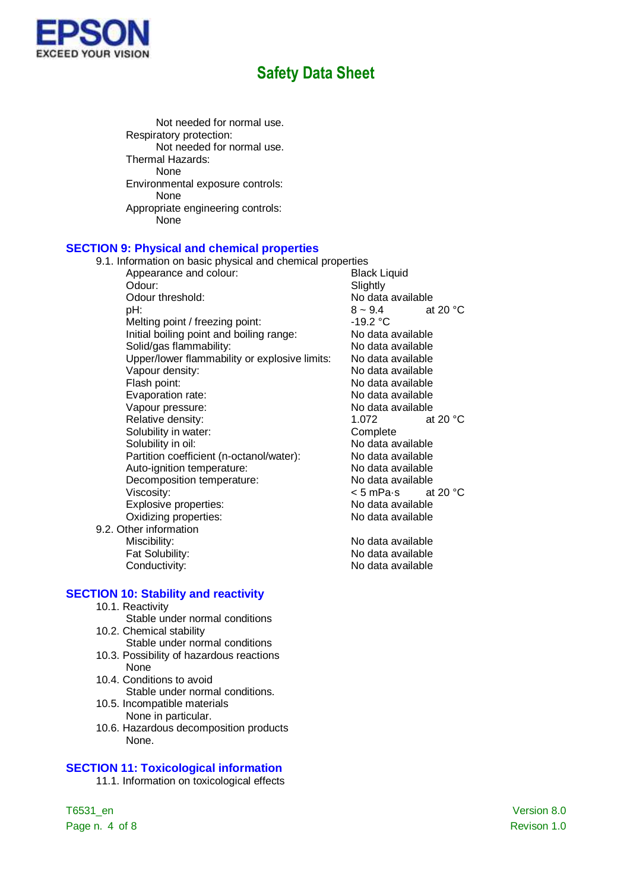Not needed for normal use.

Respiratory protection:

Not needed for normal use.

Thermal Hazards:

None

Environmental exposure controls:

None

Appropriate engineering controls:

None

## SECTION 9: Physical and chemical properties

9.1. Information on basic physical and chemical properties

| Property | Value | Condition |
|---|---|---|
| Appearance and colour: | Black Liquid | |
| Odour: | Slightly | |
| Odour threshold: | No data available | |
| pH: | 8 ~ 9.4 | at 20 °C |
| Melting point / freezing point: | -19.2 °C | |
| Initial boiling point and boiling range: | No data available | |
| Solid/gas flammability: | No data available | |
| Upper/lower flammability or explosive limits: | No data available | |
| Vapour density: | No data available | |
| Flash point: | No data available | |
| Evaporation rate: | No data available | |
| Vapour pressure: | No data available | |
| Relative density: | 1.072 | at 20 °C |
| Solubility in water: | Complete | |
| Solubility in oil: | No data available | |
| Partition coefficient (n-octanol/water): | No data available | |
| Auto-ignition temperature: | No data available | |
| Decomposition temperature: | No data available | |
| Viscosity: | < 5 mPa·s | at 20 °C |
| Explosive properties: | No data available | |
| Oxidizing properties: | No data available | |

9.2. Other information

| Property | Value |
|---|---|
| Miscibility: | No data available |
| Fat Solubility: | No data available |
| Conductivity: | No data available |

## SECTION 10: Stability and reactivity

10.1. Reactivity

Stable under normal conditions

10.2. Chemical stability

Stable under normal conditions

10.3. Possibility of hazardous reactions

None

10.4. Conditions to avoid

Stable under normal conditions.

10.5. Incompatible materials

None in particular.

10.6. Hazardous decomposition products

None.

## SECTION 11: Toxicological information

11.1. Information on toxicological effects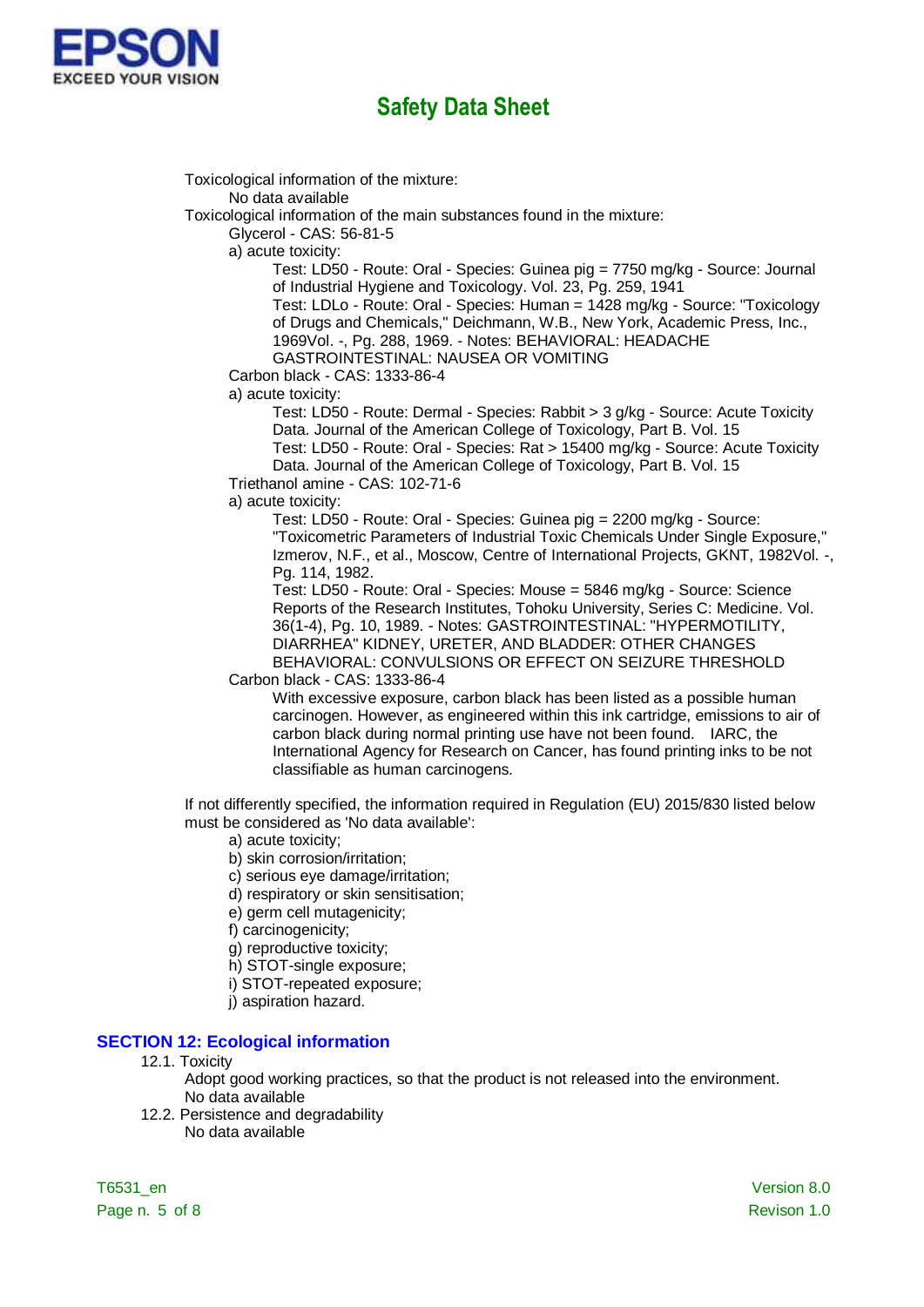Toxicological information of the mixture:

No data available

Toxicological information of the main substances found in the mixture:

Glycerol - CAS: 56-81-5

a) acute toxicity:

Test: LD50 - Route: Oral - Species: Guinea pig = 7750 mg/kg - Source: Journal of Industrial Hygiene and Toxicology. Vol. 23, Pg. 259, 1941

Test: LDLo - Route: Oral - Species: Human = 1428 mg/kg - Source: "Toxicology of Drugs and Chemicals," Deichmann, W.B., New York, Academic Press, Inc., 1969Vol. -, Pg. 288, 1969. - Notes: BEHAVIORAL: HEADACHE GASTROINTESTINAL: NAUSEA OR VOMITING

Carbon black - CAS: 1333-86-4

a) acute toxicity:

Test: LD50 - Route: Dermal - Species: Rabbit > 3 g/kg - Source: Acute Toxicity Data. Journal of the American College of Toxicology, Part B. Vol. 15

Test: LD50 - Route: Oral - Species: Rat > 15400 mg/kg - Source: Acute Toxicity Data. Journal of the American College of Toxicology, Part B. Vol. 15

Triethanol amine - CAS: 102-71-6

a) acute toxicity:

Test: LD50 - Route: Oral - Species: Guinea pig = 2200 mg/kg - Source: "Toxicometric Parameters of Industrial Toxic Chemicals Under Single Exposure," Izmerov, N.F., et al., Moscow, Centre of International Projects, GKNT, 1982Vol. -, Pg. 114, 1982.

Test: LD50 - Route: Oral - Species: Mouse = 5846 mg/kg - Source: Science Reports of the Research Institutes, Tohoku University, Series C: Medicine. Vol. 36(1-4), Pg. 10, 1989. - Notes: GASTROINTESTINAL: "HYPERMOTILITY, DIARRHEA" KIDNEY, URETER, AND BLADDER: OTHER CHANGES BEHAVIORAL: CONVULSIONS OR EFFECT ON SEIZURE THRESHOLD

Carbon black - CAS: 1333-86-4

With excessive exposure, carbon black has been listed as a possible human carcinogen. However, as engineered within this ink cartridge, emissions to air of carbon black during normal printing use have not been found. IARC, the International Agency for Research on Cancer, has found printing inks to be not classifiable as human carcinogens.

If not differently specified, the information required in Regulation (EU) 2015/830 listed below must be considered as 'No data available':

a) acute toxicity;
b) skin corrosion/irritation;
c) serious eye damage/irritation;
d) respiratory or skin sensitisation;
e) germ cell mutagenicity;
f) carcinogenicity;
g) reproductive toxicity;
h) STOT-single exposure;
i) STOT-repeated exposure;
j) aspiration hazard.

## SECTION 12: Ecological information

12.1. Toxicity

Adopt good working practices, so that the product is not released into the environment.

No data available

12.2. Persistence and degradability

No data available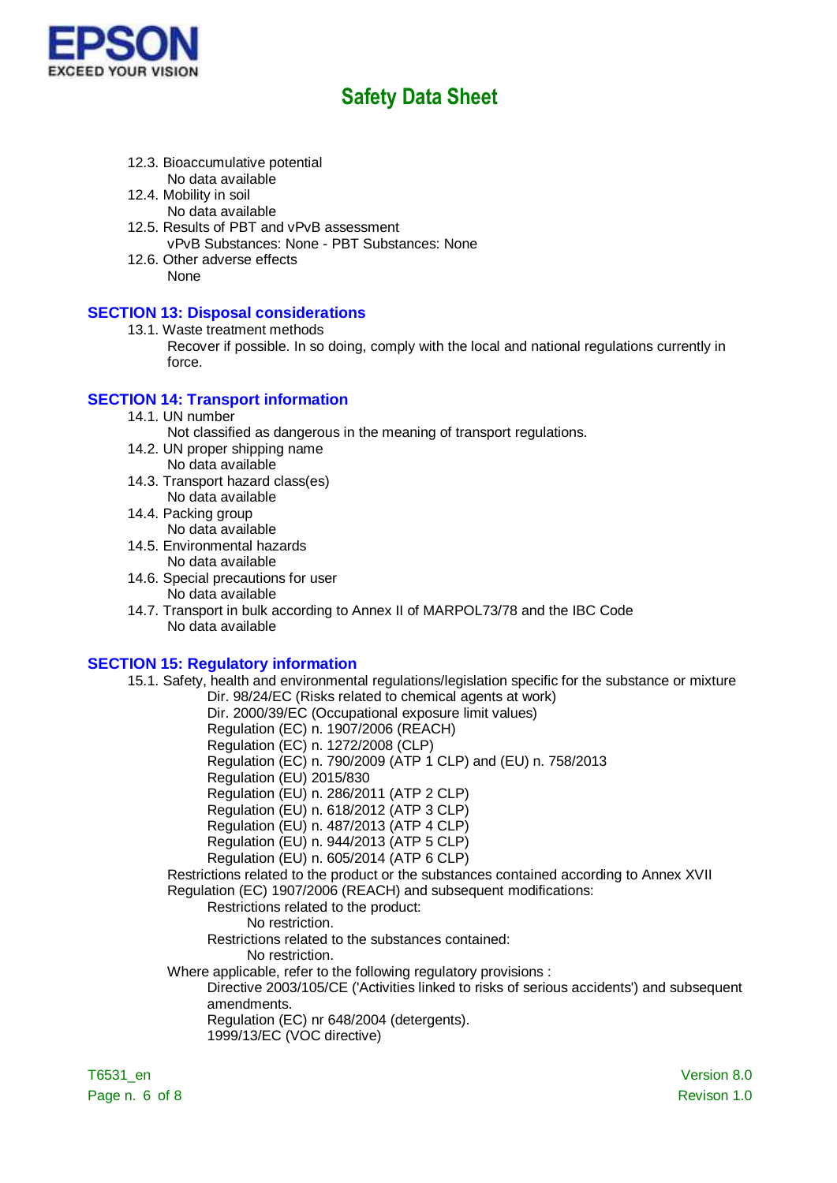12.3. Bioaccumulative potential

No data available

12.4. Mobility in soil

No data available

12.5. Results of PBT and vPvB assessment

vPvB Substances: None - PBT Substances: None

12.6. Other adverse effects

None

## SECTION 13: Disposal considerations

13.1. Waste treatment methods

Recover if possible. In so doing, comply with the local and national regulations currently in force.

## SECTION 14: Transport information

14.1. UN number

Not classified as dangerous in the meaning of transport regulations.

14.2. UN proper shipping name

No data available

14.3. Transport hazard class(es)

No data available

14.4. Packing group

No data available

14.5. Environmental hazards

No data available

14.6. Special precautions for user

No data available

14.7. Transport in bulk according to Annex II of MARPOL73/78 and the IBC Code

No data available

## SECTION 15: Regulatory information

15.1. Safety, health and environmental regulations/legislation specific for the substance or mixture

Dir. 98/24/EC (Risks related to chemical agents at work)
Dir. 2000/39/EC (Occupational exposure limit values)
Regulation (EC) n. 1907/2006 (REACH)
Regulation (EC) n. 1272/2008 (CLP)
Regulation (EC) n. 790/2009 (ATP 1 CLP) and (EU) n. 758/2013
Regulation (EU) 2015/830
Regulation (EU) n. 286/2011 (ATP 2 CLP)
Regulation (EU) n. 618/2012 (ATP 3 CLP)
Regulation (EU) n. 487/2013 (ATP 4 CLP)
Regulation (EU) n. 944/2013 (ATP 5 CLP)
Regulation (EU) n. 605/2014 (ATP 6 CLP)

Restrictions related to the product or the substances contained according to Annex XVII Regulation (EC) 1907/2006 (REACH) and subsequent modifications:

Restrictions related to the product:

No restriction.

Restrictions related to the substances contained:

No restriction.

Where applicable, refer to the following regulatory provisions :

Directive 2003/105/CE ('Activities linked to risks of serious accidents') and subsequent amendments.
Regulation (EC) nr 648/2004 (detergents).
1999/13/EC (VOC directive)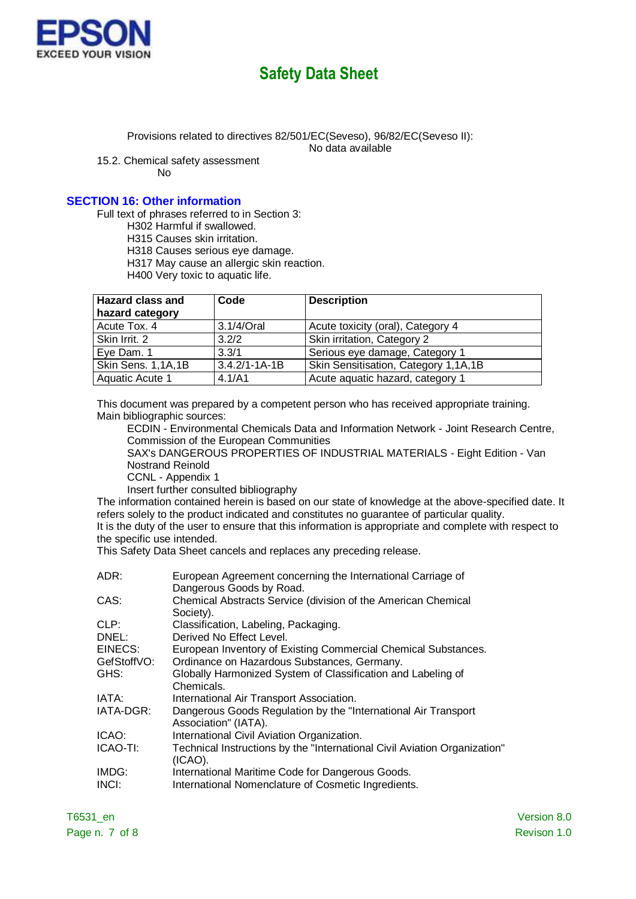Provisions related to directives 82/501/EC(Seveso), 96/82/EC(Seveso II):
No data available

15.2. Chemical safety assessment
No

## SECTION 16: Other information

Full text of phrases referred to in Section 3:

H302 Harmful if swallowed.
H315 Causes skin irritation.
H318 Causes serious eye damage.
H317 May cause an allergic skin reaction.
H400 Very toxic to aquatic life.

| Hazard class and hazard category | Code | Description |
|---|---|---|
| Acute Tox. 4 | 3.1/4/Oral | Acute toxicity (oral), Category 4 |
| Skin Irrit. 2 | 3.2/2 | Skin irritation, Category 2 |
| Eye Dam. 1 | 3.3/1 | Serious eye damage, Category 1 |
| Skin Sens. 1,1A,1B | 3.4.2/1-1A-1B | Skin Sensitisation, Category 1,1A,1B |
| Aquatic Acute 1 | 4.1/A1 | Acute aquatic hazard, category 1 |

This document was prepared by a competent person who has received appropriate training.
Main bibliographic sources:

ECDIN - Environmental Chemicals Data and Information Network - Joint Research Centre, Commission of the European Communities
SAX's DANGEROUS PROPERTIES OF INDUSTRIAL MATERIALS - Eight Edition - Van Nostrand Reinold
CCNL - Appendix 1
Insert further consulted bibliography

The information contained herein is based on our state of knowledge at the above-specified date. It refers solely to the product indicated and constitutes no guarantee of particular quality.
It is the duty of the user to ensure that this information is appropriate and complete with respect to the specific use intended.
This Safety Data Sheet cancels and replaces any preceding release.

ADR: European Agreement concerning the International Carriage of Dangerous Goods by Road.
CAS: Chemical Abstracts Service (division of the American Chemical Society).
CLP: Classification, Labeling, Packaging.
DNEL: Derived No Effect Level.
EINECS: European Inventory of Existing Commercial Chemical Substances.
GefStoffVO: Ordinance on Hazardous Substances, Germany.
GHS: Globally Harmonized System of Classification and Labeling of Chemicals.
IATA: International Air Transport Association.
IATA-DGR: Dangerous Goods Regulation by the "International Air Transport Association" (IATA).
ICAO: International Civil Aviation Organization.
ICAO-TI: Technical Instructions by the "International Civil Aviation Organization" (ICAO).
IMDG: International Maritime Code for Dangerous Goods.
INCI: International Nomenclature of Cosmetic Ingredients.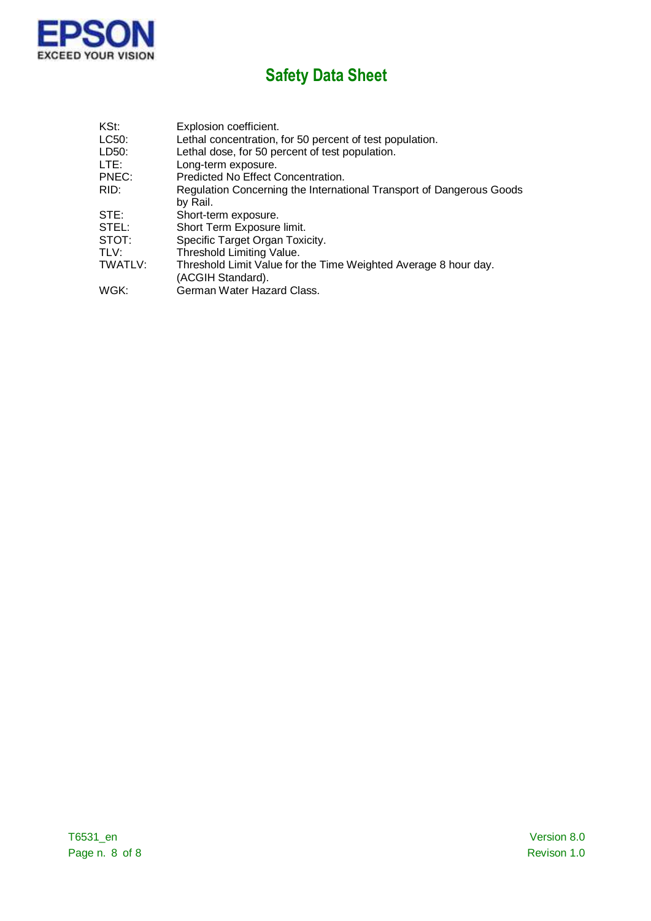| | |
|---|---|
| KSt: | Explosion coefficient. |
| LC50: | Lethal concentration, for 50 percent of test population. |
| LD50: | Lethal dose, for 50 percent of test population. |
| LTE: | Long-term exposure. |
| PNEC: | Predicted No Effect Concentration. |
| RID: | Regulation Concerning the International Transport of Dangerous Goods by Rail. |
| STE: | Short-term exposure. |
| STEL: | Short Term Exposure limit. |
| STOT: | Specific Target Organ Toxicity. |
| TLV: | Threshold Limiting Value. |
| TWATLV: | Threshold Limit Value for the Time Weighted Average 8 hour day. (ACGIH Standard). |
| WGK: | German Water Hazard Class. |